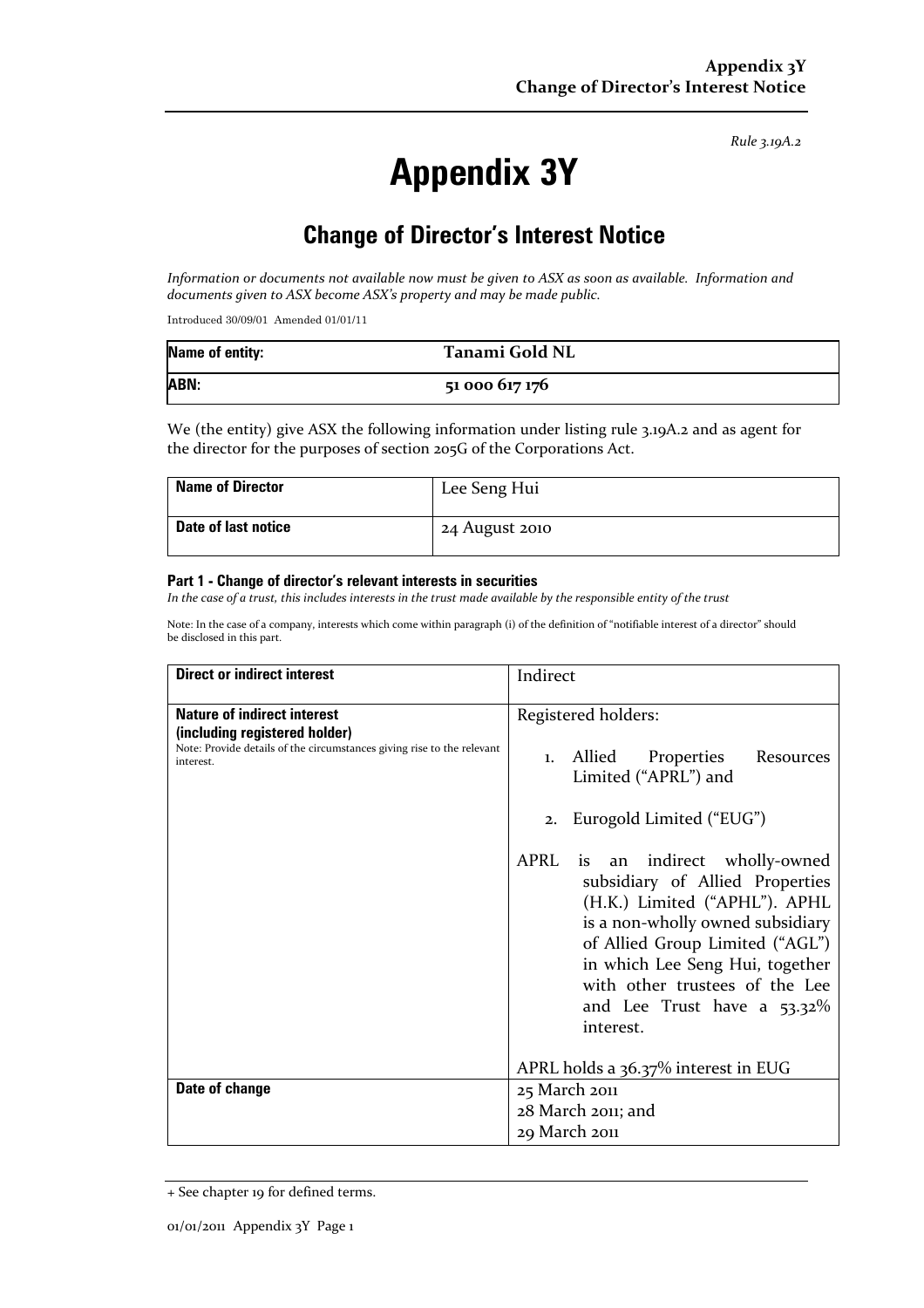*Rule 3.19A.2*

# Appendix 3Y

## Change of Director's Interest Notice

*Information or documents not available now must be given to ASX as soon as available. Information and documents given to ASX become ASX's property and may be made public.*

Introduced 30/09/01 Amended 01/01/11

| **Name of entity:** | **Tanami Gold NL** |
|---|---|
| **ABN:** | **51 000 617 176** |

We (the entity) give ASX the following information under listing rule 3.19A.2 and as agent for the director for the purposes of section 205G of the Corporations Act.

| **Name of Director** | Lee Seng Hui |
|---|---|
| **Date of last notice** | 24 August 2010 |

#### Part 1 - Change of director's relevant interests in securities

*In the case of a trust, this includes interests in the trust made available by the responsible entity of the trust*

Note: In the case of a company, interests which come within paragraph (i) of the definition of "notifiable interest of a director" should be disclosed in this part.

| **Direct or indirect interest** | Indirect |
|---|---|
| **Nature of indirect interest (including registered holder)**<br>Note: Provide details of the circumstances giving rise to the relevant interest. | Registered holders:<br><br>1. Allied Properties Resources Limited ("APRL") and<br><br>2. Eurogold Limited ("EUG")<br><br>APRL is an indirect wholly-owned subsidiary of Allied Properties (H.K.) Limited ("APHL"). APHL is a non-wholly owned subsidiary of Allied Group Limited ("AGL") in which Lee Seng Hui, together with other trustees of the Lee and Lee Trust have a 53.32% interest.<br><br>APRL holds a 36.37% interest in EUG |
| **Date of change** | 25 March 2011<br>28 March 2011; and<br>29 March 2011 |

+ See chapter 19 for defined terms.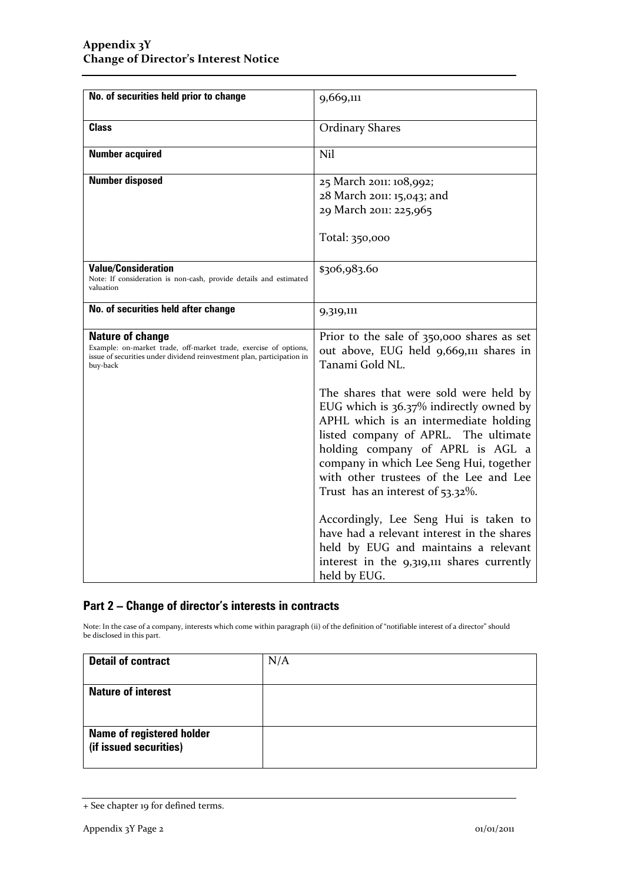| No. of securities held prior to change | 9,669,111 |
|---|---|
| **Class** | Ordinary Shares |
| **Number acquired** | Nil |
| **Number disposed** | 25 March 2011: 108,992;<br>28 March 2011: 15,043; and<br>29 March 2011: 225,965<br><br>Total: 350,000 |
| **Value/Consideration**<br>Note: If consideration is non-cash, provide details and estimated valuation | $306,983.60 |
| **No. of securities held after change** | 9,319,111 |
| **Nature of change**<br>Example: on-market trade, off-market trade, exercise of options, issue of securities under dividend reinvestment plan, participation in buy-back | Prior to the sale of 350,000 shares as set out above, EUG held 9,669,111 shares in Tanami Gold NL.<br><br>The shares that were sold were held by EUG which is 36.37% indirectly owned by APHL which is an intermediate holding listed company of APRL. The ultimate holding company of APRL is AGL a company in which Lee Seng Hui, together with other trustees of the Lee and Lee Trust has an interest of 53.32%.<br><br>Accordingly, Lee Seng Hui is taken to have had a relevant interest in the shares held by EUG and maintains a relevant interest in the 9,319,111 shares currently held by EUG. |

## Part 2 – Change of director's interests in contracts

Note: In the case of a company, interests which come within paragraph (ii) of the definition of "notifiable interest of a director" should be disclosed in this part.

| Detail of contract | N/A |
|---|---|
| **Nature of interest** | |
| **Name of registered holder (if issued securities)** | |

+ See chapter 19 for defined terms.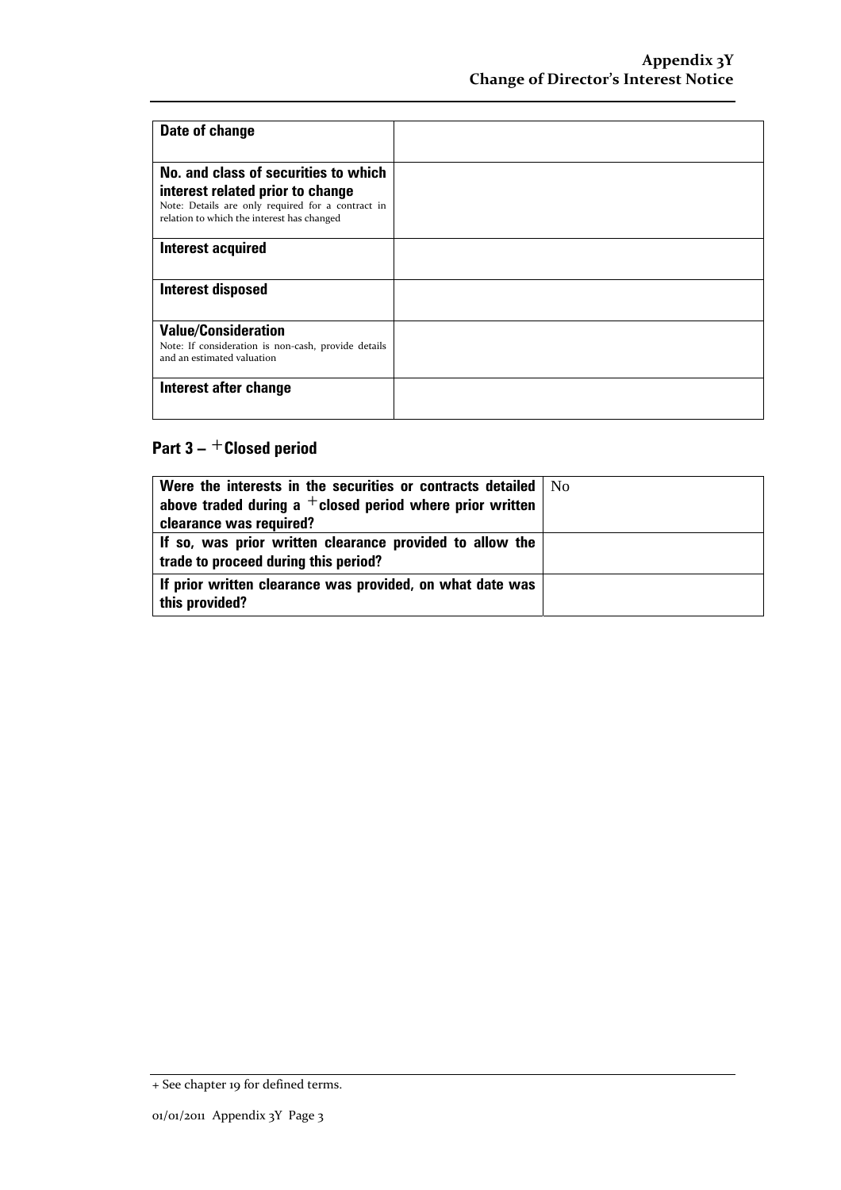| | |
|---|---|
| **Date of change** | |
| **No. and class of securities to which interest related prior to change**<br>Note: Details are only required for a contract in relation to which the interest has changed | |
| **Interest acquired** | |
| **Interest disposed** | |
| **Value/Consideration**<br>Note: If consideration is non-cash, provide details and an estimated valuation | |
| **Interest after change** | |

## Part 3 – +Closed period

| | |
|---|---|
| **Were the interests in the securities or contracts detailed above traded during a +closed period where prior written clearance was required?** | No |
| **If so, was prior written clearance provided to allow the trade to proceed during this period?** | |
| **If prior written clearance was provided, on what date was this provided?** | |

+ See chapter 19 for defined terms.